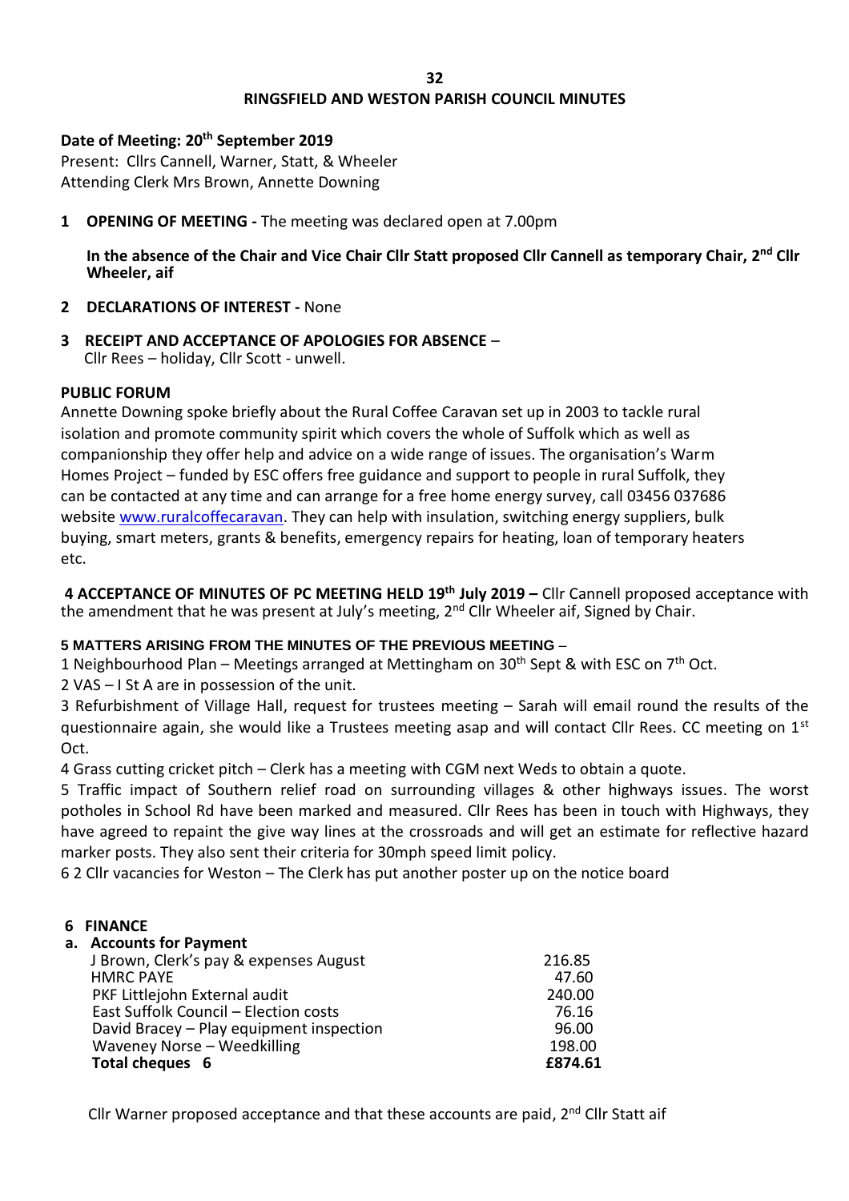# RINGSFIELD AND WESTON PARISH COUNCIL MINUTES

**Date of Meeting: 20th September 2019**

Present: Cllrs Cannell, Warner, Statt, & Wheeler
Attending Clerk Mrs Brown, Annette Downing

**1 OPENING OF MEETING -** The meeting was declared open at 7.00pm

**In the absence of the Chair and Vice Chair Cllr Statt proposed Cllr Cannell as temporary Chair, 2nd Cllr Wheeler, aif**

**2 DECLARATIONS OF INTEREST -** None

**3 RECEIPT AND ACCEPTANCE OF APOLOGIES FOR ABSENCE** –
Cllr Rees – holiday, Cllr Scott - unwell.

**PUBLIC FORUM**

Annette Downing spoke briefly about the Rural Coffee Caravan set up in 2003 to tackle rural isolation and promote community spirit which covers the whole of Suffolk which as well as companionship they offer help and advice on a wide range of issues. The organisation's Warm Homes Project – funded by ESC offers free guidance and support to people in rural Suffolk, they can be contacted at any time and can arrange for a free home energy survey, call 03456 037686 website www.ruralcoffecaravan. They can help with insulation, switching energy suppliers, bulk buying, smart meters, grants & benefits, emergency repairs for heating, loan of temporary heaters etc.

**4 ACCEPTANCE OF MINUTES OF PC MEETING HELD 19th July 2019 –** Cllr Cannell proposed acceptance with the amendment that he was present at July's meeting, 2nd Cllr Wheeler aif, Signed by Chair.

**5 MATTERS ARISING FROM THE MINUTES OF THE PREVIOUS MEETING** –

1 Neighbourhood Plan – Meetings arranged at Mettingham on 30th Sept & with ESC on 7th Oct.

2 VAS – I St A are in possession of the unit.

3 Refurbishment of Village Hall, request for trustees meeting – Sarah will email round the results of the questionnaire again, she would like a Trustees meeting asap and will contact Cllr Rees. CC meeting on 1st Oct.

4 Grass cutting cricket pitch – Clerk has a meeting with CGM next Weds to obtain a quote.

5 Traffic impact of Southern relief road on surrounding villages & other highways issues. The worst potholes in School Rd have been marked and measured. Cllr Rees has been in touch with Highways, they have agreed to repaint the give way lines at the crossroads and will get an estimate for reflective hazard marker posts. They also sent their criteria for 30mph speed limit policy.

6 2 Cllr vacancies for Weston – The Clerk has put another poster up on the notice board

**6 FINANCE**

**a. Accounts for Payment**

| | |
|---|---|
| J Brown, Clerk's pay & expenses August | 216.85 |
| HMRC PAYE | 47.60 |
| PKF Littlejohn External audit | 240.00 |
| East Suffolk Council – Election costs | 76.16 |
| David Bracey – Play equipment inspection | 96.00 |
| Waveney Norse – Weedkilling | 198.00 |
| **Total cheques 6** | **£874.61** |

Cllr Warner proposed acceptance and that these accounts are paid, 2nd Cllr Statt aif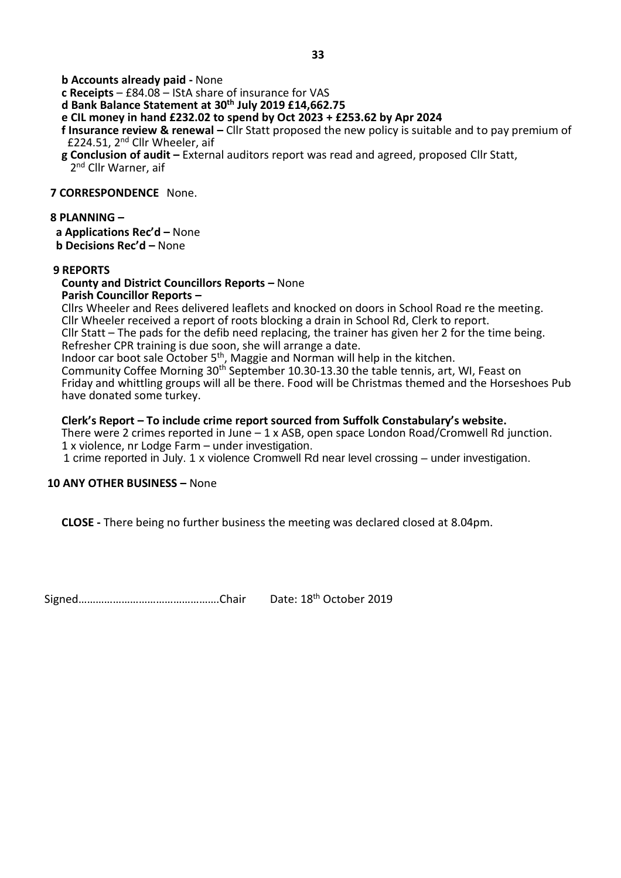**b Accounts already paid -** None

**c Receipts** – £84.08 – IStA share of insurance for VAS

**d Bank Balance Statement at 30th July 2019 £14,662.75**

**e CIL money in hand £232.02 to spend by Oct 2023 + £253.62 by Apr 2024**

**f Insurance review & renewal –** Cllr Statt proposed the new policy is suitable and to pay premium of £224.51, 2nd Cllr Wheeler, aif

**g Conclusion of audit –** External auditors report was read and agreed, proposed Cllr Statt, 2nd Cllr Warner, aif

**7 CORRESPONDENCE** None.

**8 PLANNING –**

**a Applications Rec'd –** None

**b Decisions Rec'd –** None

**9 REPORTS**

**County and District Councillors Reports –** None

**Parish Councillor Reports –**

Cllrs Wheeler and Rees delivered leaflets and knocked on doors in School Road re the meeting.
Cllr Wheeler received a report of roots blocking a drain in School Rd, Clerk to report.
Cllr Statt – The pads for the defib need replacing, the trainer has given her 2 for the time being. Refresher CPR training is due soon, she will arrange a date.
Indoor car boot sale October 5th, Maggie and Norman will help in the kitchen.
Community Coffee Morning 30th September 10.30-13.30 the table tennis, art, WI, Feast on Friday and whittling groups will all be there. Food will be Christmas themed and the Horseshoes Pub have donated some turkey.

**Clerk's Report – To include crime report sourced from Suffolk Constabulary's website.**

There were 2 crimes reported in June – 1 x ASB, open space London Road/Cromwell Rd junction.
1 x violence, nr Lodge Farm – under investigation.
1 crime reported in July. 1 x violence Cromwell Rd near level crossing – under investigation.

**10 ANY OTHER BUSINESS –** None

**CLOSE -** There being no further business the meeting was declared closed at 8.04pm.

Signed………………………………………….Chair Date: 18th October 2019